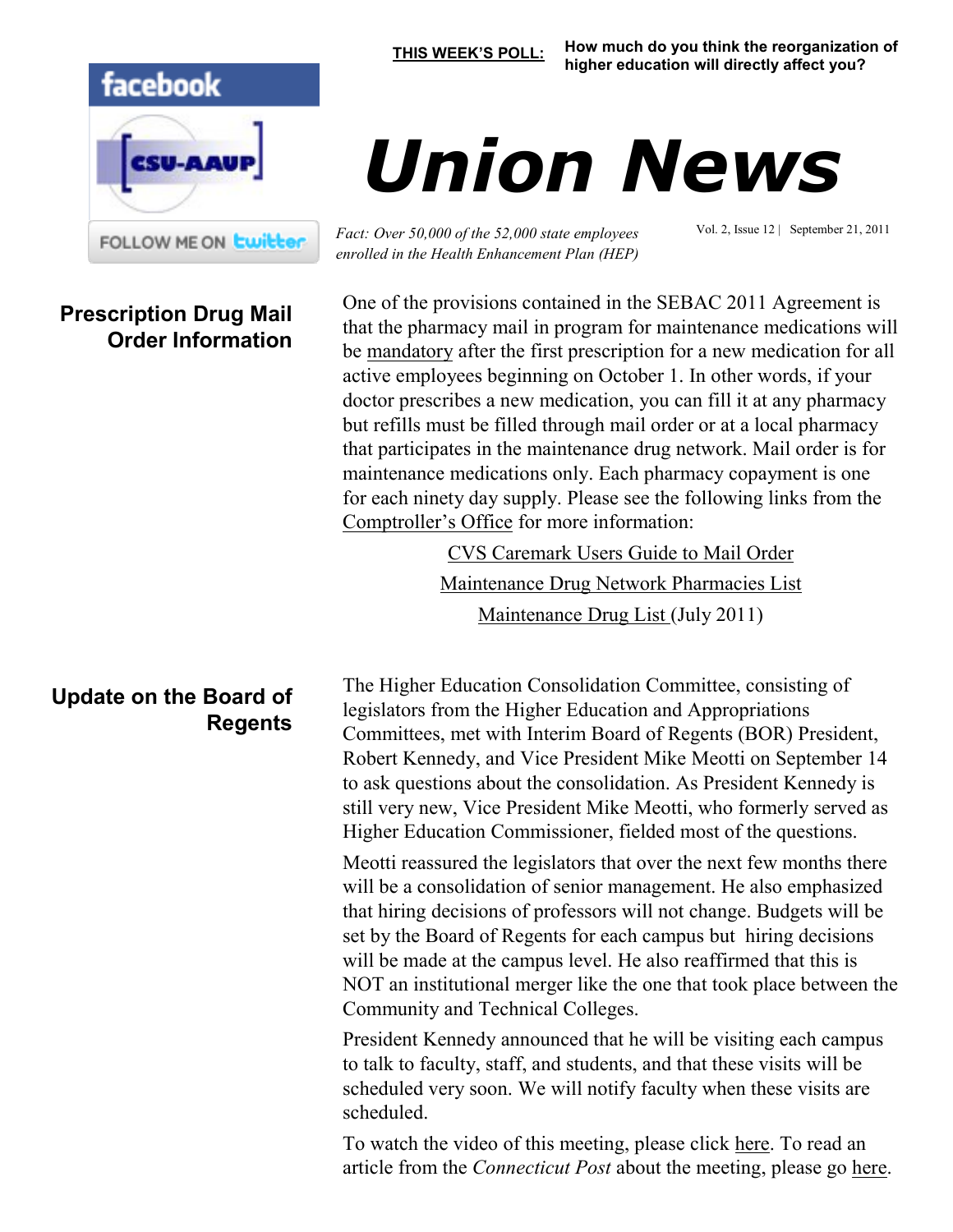**THIS WEEK'S POLL:** **How much do you think the reorganization of higher education will directly affect you?**

facebook

CSU-AAUP

FOLLOW ME ON twitter

# Union News

*Fact: Over 50,000 of the 52,000 state employees enrolled in the Health Enhancement Plan (HEP)*

Vol. 2, Issue 12 | September 21, 2011

## Prescription Drug Mail Order Information

One of the provisions contained in the SEBAC 2011 Agreement is that the pharmacy mail in program for maintenance medications will be mandatory after the first prescription for a new medication for all active employees beginning on October 1. In other words, if your doctor prescribes a new medication, you can fill it at any pharmacy but refills must be filled through mail order or at a local pharmacy that participates in the maintenance drug network. Mail order is for maintenance medications only. Each pharmacy copayment is one for each ninety day supply. Please see the following links from the Comptroller's Office for more information:

CVS Caremark Users Guide to Mail Order

Maintenance Drug Network Pharmacies List

Maintenance Drug List (July 2011)

## Update on the Board of Regents

The Higher Education Consolidation Committee, consisting of legislators from the Higher Education and Appropriations Committees, met with Interim Board of Regents (BOR) President, Robert Kennedy, and Vice President Mike Meotti on September 14 to ask questions about the consolidation. As President Kennedy is still very new, Vice President Mike Meotti, who formerly served as Higher Education Commissioner, fielded most of the questions.

Meotti reassured the legislators that over the next few months there will be a consolidation of senior management. He also emphasized that hiring decisions of professors will not change. Budgets will be set by the Board of Regents for each campus but hiring decisions will be made at the campus level. He also reaffirmed that this is NOT an institutional merger like the one that took place between the Community and Technical Colleges.

President Kennedy announced that he will be visiting each campus to talk to faculty, staff, and students, and that these visits will be scheduled very soon. We will notify faculty when these visits are scheduled.

To watch the video of this meeting, please click here. To read an article from the *Connecticut Post* about the meeting, please go here.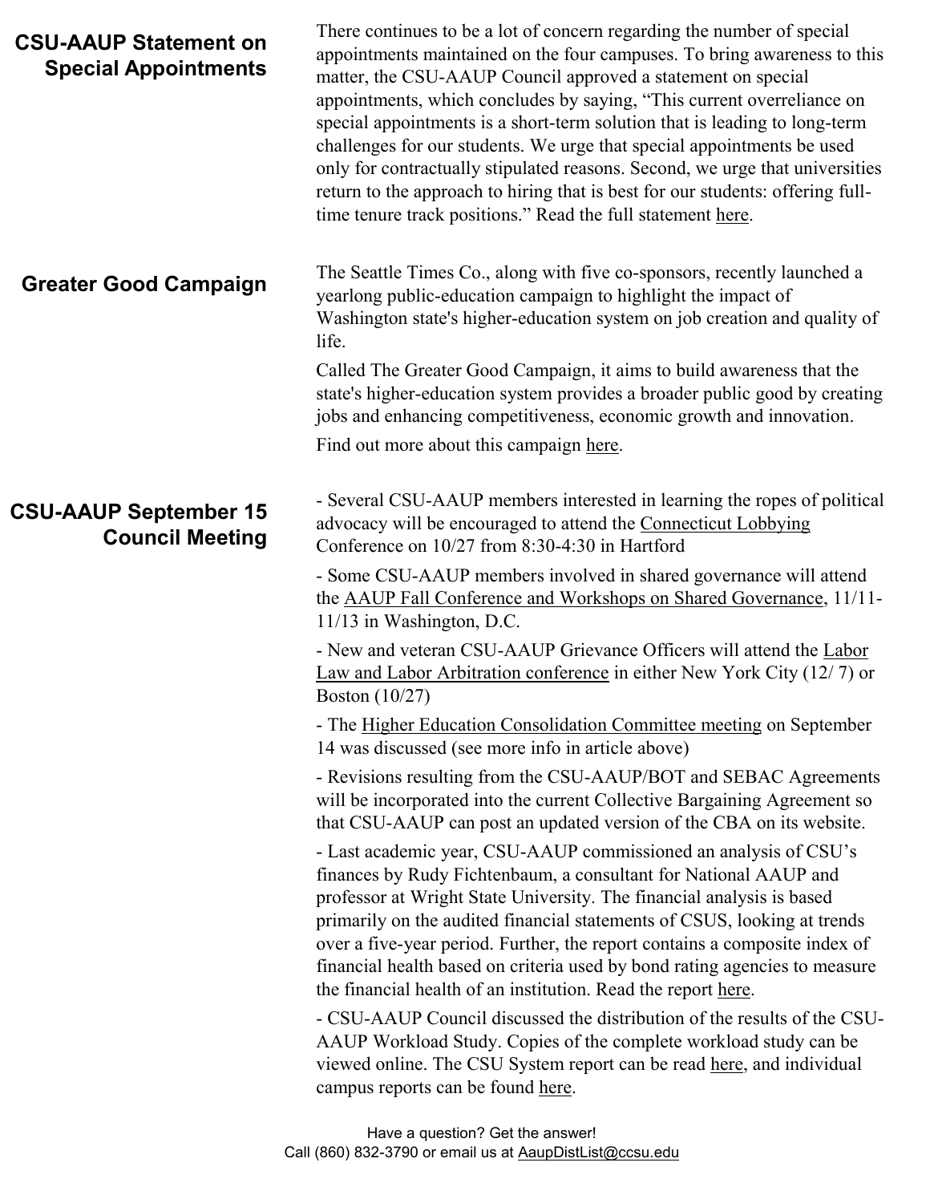## CSU-AAUP Statement on Special Appointments

There continues to be a lot of concern regarding the number of special appointments maintained on the four campuses. To bring awareness to this matter, the CSU-AAUP Council approved a statement on special appointments, which concludes by saying, "This current overreliance on special appointments is a short-term solution that is leading to long-term challenges for our students. We urge that special appointments be used only for contractually stipulated reasons. Second, we urge that universities return to the approach to hiring that is best for our students: offering full-time tenure track positions." Read the full statement here.

## Greater Good Campaign

The Seattle Times Co., along with five co-sponsors, recently launched a yearlong public-education campaign to highlight the impact of Washington state's higher-education system on job creation and quality of life.

Called The Greater Good Campaign, it aims to build awareness that the state's higher-education system provides a broader public good by creating jobs and enhancing competitiveness, economic growth and innovation.

Find out more about this campaign here.

## CSU-AAUP September 15 Council Meeting

- Several CSU-AAUP members interested in learning the ropes of political advocacy will be encouraged to attend the Connecticut Lobbying Conference on 10/27 from 8:30-4:30 in Hartford

- Some CSU-AAUP members involved in shared governance will attend the AAUP Fall Conference and Workshops on Shared Governance, 11/11-11/13 in Washington, D.C.

- New and veteran CSU-AAUP Grievance Officers will attend the Labor Law and Labor Arbitration conference in either New York City (12/ 7) or Boston (10/27)

- The Higher Education Consolidation Committee meeting on September 14 was discussed (see more info in article above)

- Revisions resulting from the CSU-AAUP/BOT and SEBAC Agreements will be incorporated into the current Collective Bargaining Agreement so that CSU-AAUP can post an updated version of the CBA on its website.

- Last academic year, CSU-AAUP commissioned an analysis of CSU's finances by Rudy Fichtenbaum, a consultant for National AAUP and professor at Wright State University. The financial analysis is based primarily on the audited financial statements of CSUS, looking at trends over a five-year period. Further, the report contains a composite index of financial health based on criteria used by bond rating agencies to measure the financial health of an institution. Read the report here.

- CSU-AAUP Council discussed the distribution of the results of the CSU-AAUP Workload Study. Copies of the complete workload study can be viewed online. The CSU System report can be read here, and individual campus reports can be found here.

Have a question? Get the answer!
Call (860) 832-3790 or email us at AaupDistList@ccsu.edu